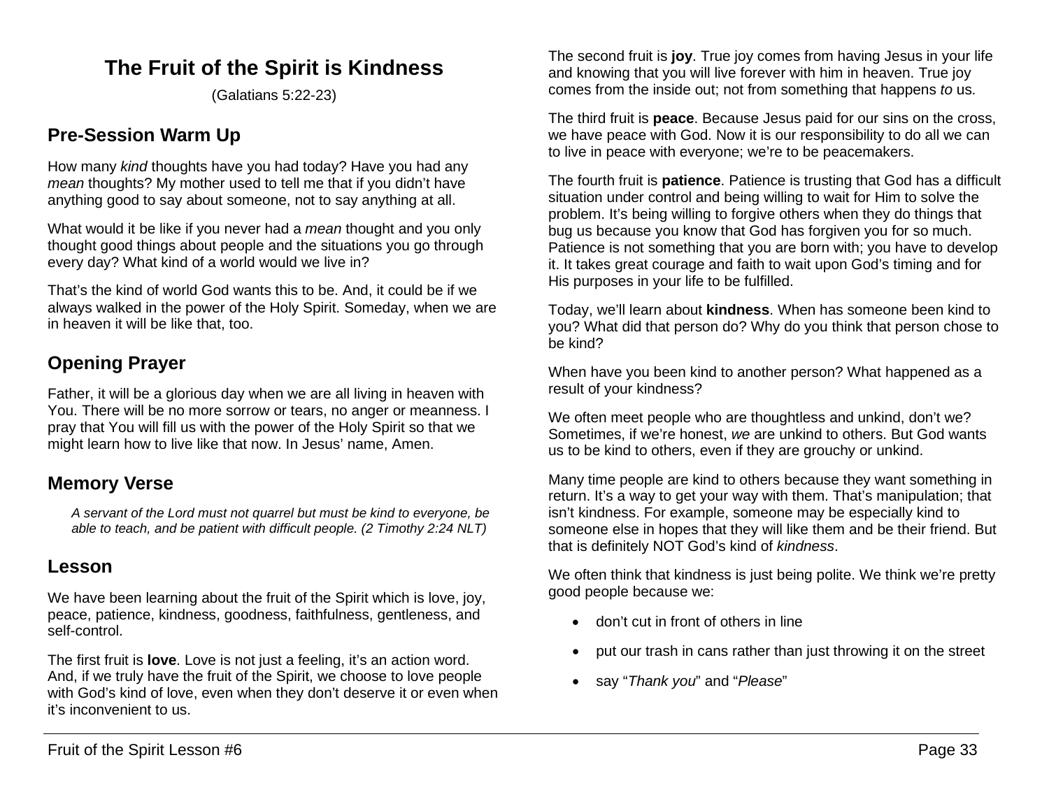# The Fruit of the Spirit is Kindness

(Galatians 5:22-23)

## Pre-Session Warm Up

How many *kind* thoughts have you had today? Have you had any *mean* thoughts? My mother used to tell me that if you didn't have anything good to say about someone, not to say anything at all.

What would it be like if you never had a *mean* thought and you only thought good things about people and the situations you go through every day? What kind of a world would we live in?

That's the kind of world God wants this to be. And, it could be if we always walked in the power of the Holy Spirit. Someday, when we are in heaven it will be like that, too.

## Opening Prayer

Father, it will be a glorious day when we are all living in heaven with You. There will be no more sorrow or tears, no anger or meanness. I pray that You will fill us with the power of the Holy Spirit so that we might learn how to live like that now. In Jesus' name, Amen.

## Memory Verse

> *A servant of the Lord must not quarrel but must be kind to everyone, be able to teach, and be patient with difficult people. (2 Timothy 2:24 NLT)*

## Lesson

We have been learning about the fruit of the Spirit which is love, joy, peace, patience, kindness, goodness, faithfulness, gentleness, and self-control.

The first fruit is **love**. Love is not just a feeling, it's an action word. And, if we truly have the fruit of the Spirit, we choose to love people with God's kind of love, even when they don't deserve it or even when it's inconvenient to us.

The second fruit is **joy**. True joy comes from having Jesus in your life and knowing that you will live forever with him in heaven. True joy comes from the inside out; not from something that happens *to* us.

The third fruit is **peace**. Because Jesus paid for our sins on the cross, we have peace with God. Now it is our responsibility to do all we can to live in peace with everyone; we're to be peacemakers.

The fourth fruit is **patience**. Patience is trusting that God has a difficult situation under control and being willing to wait for Him to solve the problem. It's being willing to forgive others when they do things that bug us because you know that God has forgiven you for so much. Patience is not something that you are born with; you have to develop it. It takes great courage and faith to wait upon God's timing and for His purposes in your life to be fulfilled.

Today, we'll learn about **kindness**. When has someone been kind to you? What did that person do? Why do you think that person chose to be kind?

When have you been kind to another person? What happened as a result of your kindness?

We often meet people who are thoughtless and unkind, don't we? Sometimes, if we're honest, *we* are unkind to others. But God wants us to be kind to others, even if they are grouchy or unkind.

Many time people are kind to others because they want something in return. It's a way to get your way with them. That's manipulation; that isn't kindness. For example, someone may be especially kind to someone else in hopes that they will like them and be their friend. But that is definitely NOT God's kind of *kindness*.

We often think that kindness is just being polite. We think we're pretty good people because we:

- don't cut in front of others in line
- put our trash in cans rather than just throwing it on the street
- say "*Thank you*" and "*Please*"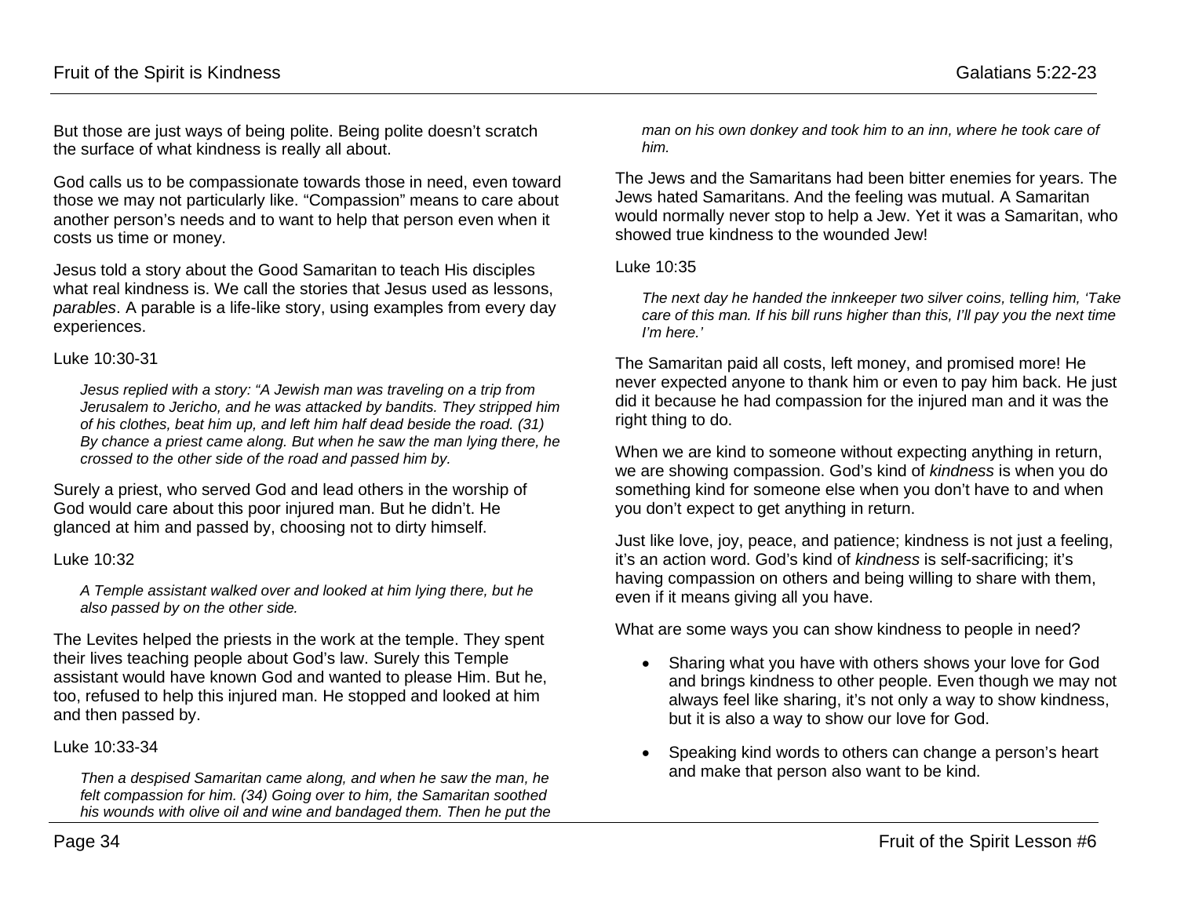But those are just ways of being polite. Being polite doesn't scratch the surface of what kindness is really all about.

God calls us to be compassionate towards those in need, even toward those we may not particularly like. "Compassion" means to care about another person's needs and to want to help that person even when it costs us time or money.

Jesus told a story about the Good Samaritan to teach His disciples what real kindness is. We call the stories that Jesus used as lessons, *parables*. A parable is a life-like story, using examples from every day experiences.

Luke 10:30-31

> *Jesus replied with a story: "A Jewish man was traveling on a trip from Jerusalem to Jericho, and he was attacked by bandits. They stripped him of his clothes, beat him up, and left him half dead beside the road. (31) By chance a priest came along. But when he saw the man lying there, he crossed to the other side of the road and passed him by.*

Surely a priest, who served God and lead others in the worship of God would care about this poor injured man. But he didn't. He glanced at him and passed by, choosing not to dirty himself.

Luke 10:32

> *A Temple assistant walked over and looked at him lying there, but he also passed by on the other side.*

The Levites helped the priests in the work at the temple. They spent their lives teaching people about God's law. Surely this Temple assistant would have known God and wanted to please Him. But he, too, refused to help this injured man. He stopped and looked at him and then passed by.

Luke 10:33-34

> *Then a despised Samaritan came along, and when he saw the man, he felt compassion for him. (34) Going over to him, the Samaritan soothed his wounds with olive oil and wine and bandaged them. Then he put the man on his own donkey and took him to an inn, where he took care of him.*

The Jews and the Samaritans had been bitter enemies for years. The Jews hated Samaritans. And the feeling was mutual. A Samaritan would normally never stop to help a Jew. Yet it was a Samaritan, who showed true kindness to the wounded Jew!

Luke 10:35

> *The next day he handed the innkeeper two silver coins, telling him, 'Take care of this man. If his bill runs higher than this, I'll pay you the next time I'm here.'*

The Samaritan paid all costs, left money, and promised more! He never expected anyone to thank him or even to pay him back. He just did it because he had compassion for the injured man and it was the right thing to do.

When we are kind to someone without expecting anything in return, we are showing compassion. God's kind of *kindness* is when you do something kind for someone else when you don't have to and when you don't expect to get anything in return.

Just like love, joy, peace, and patience; kindness is not just a feeling, it's an action word. God's kind of *kindness* is self-sacrificing; it's having compassion on others and being willing to share with them, even if it means giving all you have.

What are some ways you can show kindness to people in need?

- Sharing what you have with others shows your love for God and brings kindness to other people. Even though we may not always feel like sharing, it's not only a way to show kindness, but it is also a way to show our love for God.
- Speaking kind words to others can change a person's heart and make that person also want to be kind.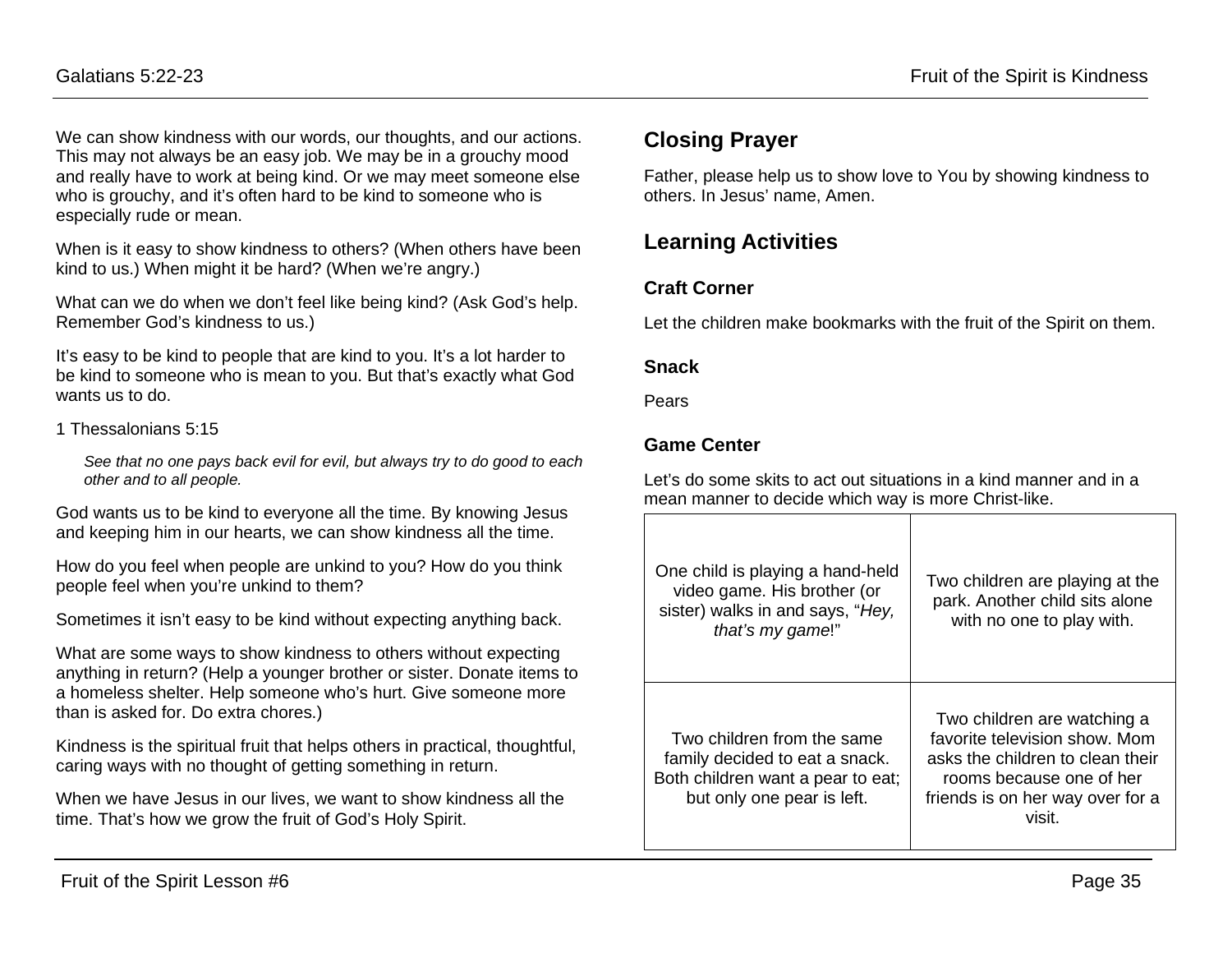We can show kindness with our words, our thoughts, and our actions. This may not always be an easy job. We may be in a grouchy mood and really have to work at being kind. Or we may meet someone else who is grouchy, and it's often hard to be kind to someone who is especially rude or mean.

When is it easy to show kindness to others? (When others have been kind to us.) When might it be hard? (When we're angry.)

What can we do when we don't feel like being kind? (Ask God's help. Remember God's kindness to us.)

It's easy to be kind to people that are kind to you. It's a lot harder to be kind to someone who is mean to you. But that's exactly what God wants us to do.

1 Thessalonians 5:15

> *See that no one pays back evil for evil, but always try to do good to each other and to all people.*

God wants us to be kind to everyone all the time. By knowing Jesus and keeping him in our hearts, we can show kindness all the time.

How do you feel when people are unkind to you? How do you think people feel when you're unkind to them?

Sometimes it isn't easy to be kind without expecting anything back.

What are some ways to show kindness to others without expecting anything in return? (Help a younger brother or sister. Donate items to a homeless shelter. Help someone who's hurt. Give someone more than is asked for. Do extra chores.)

Kindness is the spiritual fruit that helps others in practical, thoughtful, caring ways with no thought of getting something in return.

When we have Jesus in our lives, we want to show kindness all the time. That's how we grow the fruit of God's Holy Spirit.

## Closing Prayer

Father, please help us to show love to You by showing kindness to others. In Jesus' name, Amen.

## Learning Activities

### Craft Corner

Let the children make bookmarks with the fruit of the Spirit on them.

### Snack

Pears

### Game Center

Let's do some skits to act out situations in a kind manner and in a mean manner to decide which way is more Christ-like.

| | |
|---|---|
| One child is playing a hand-held video game. His brother (or sister) walks in and says, "*Hey, that's my game*!" | Two children are playing at the park. Another child sits alone with no one to play with. |
| Two children from the same family decided to eat a snack. Both children want a pear to eat; but only one pear is left. | Two children are watching a favorite television show. Mom asks the children to clean their rooms because one of her friends is on her way over for a visit. |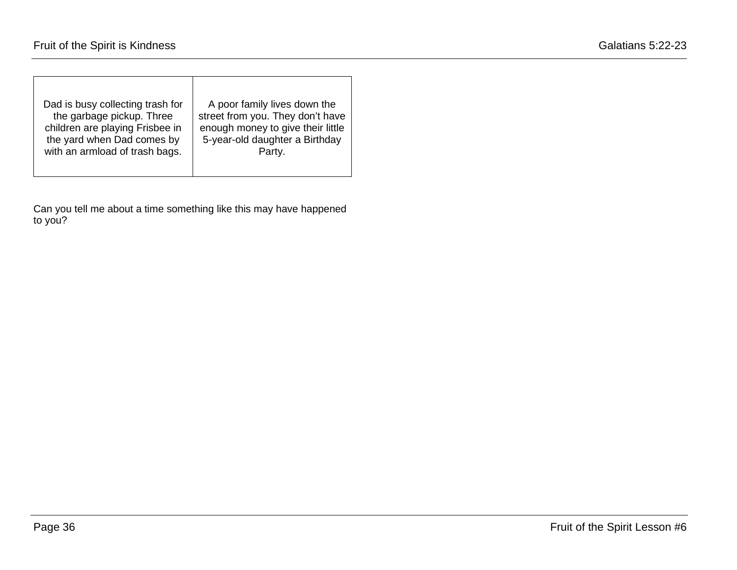| | |
|---|---|
| Dad is busy collecting trash for the garbage pickup. Three children are playing Frisbee in the yard when Dad comes by with an armload of trash bags. | A poor family lives down the street from you. They don't have enough money to give their little 5-year-old daughter a Birthday Party. |

Can you tell me about a time something like this may have happened to you?